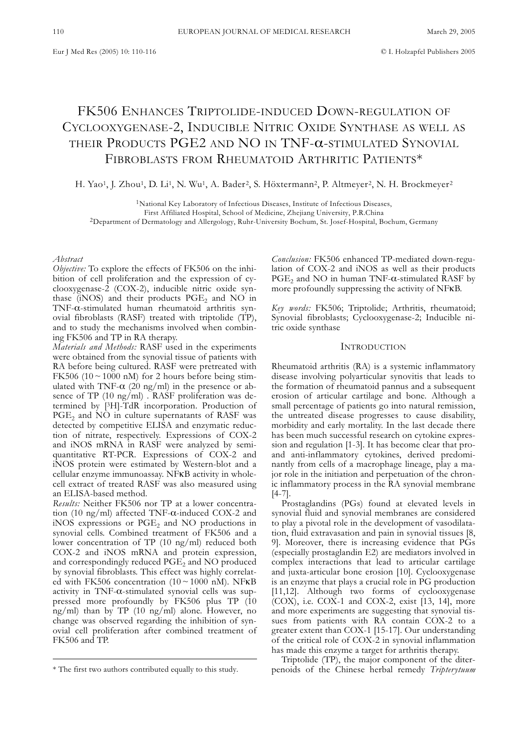# FK506 Enhances Triptolide-induced Down-regulation of Cyclooxygenase-2, Inducible Nitric Oxide Synthase as well as their Products PGE2 and NO in TNF-α-stimulated Synovial Fibroblasts from Rheumatoid Arthritic Patients*

H. Yao[1], J. Zhou[1], D. Li[1], N. Wu[1], A. Bader[2], S. Höxtermann[2], P. Altmeyer[2], N. H. Brockmeyer[2]

[1]National Key Laboratory of Infectious Diseases, Institute of Infectious Diseases, First Affiliated Hospital, School of Medicine, Zhejiang University, P.R.China
[2]Department of Dermatology and Allergology, Ruhr-University Bochum, St. Josef-Hospital, Bochum, Germany

*Abstract*

*Objective:* To explore the effects of FK506 on the inhibition of cell proliferation and the expression of cyclooxygenase-2 (COX-2), inducible nitric oxide synthase (iNOS) and their products $PGE_2$ and NO in TNF-α-stimulated human rheumatoid arthritis synovial fibroblasts (RASF) treated with triptolide (TP), and to study the mechanisms involved when combining FK506 and TP in RA therapy.

*Materials and Methods:* RASF used in the experiments were obtained from the synovial tissue of patients with RA before being cultured. RASF were pretreated with FK506 (10 ~ 1000 nM) for 2 hours before being stimulated with TNF-α (20 ng/ml) in the presence or absence of TP (10 ng/ml) . RASF proliferation was determined by [$^3$H]-TdR incorporation. Production of $PGE_2$ and NO in culture supernatants of RASF was detected by competitive ELISA and enzymatic reduction of nitrate, respectively. Expressions of COX-2 and iNOS mRNA in RASF were analyzed by semi-quantitative RT-PCR. Expressions of COX-2 and iNOS protein were estimated by Western-blot and a cellular enzyme immunoassay. NFκB activity in whole-cell extract of treated RASF was also measured using an ELISA-based method.

*Results:* Neither FK506 nor TP at a lower concentration (10 ng/ml) affected TNF-α-induced COX-2 and iNOS expressions or $PGE_2$ and NO productions in synovial cells. Combined treatment of FK506 and a lower concentration of TP (10 ng/ml) reduced both COX-2 and iNOS mRNA and protein expression, and correspondingly reduced $PGE_2$ and NO produced by synovial fibroblasts. This effect was highly correlated with FK506 concentration (10 ~ 1000 nM). NFκB activity in TNF-α-stimulated synovial cells was suppressed more profoundly by FK506 plus TP (10 ng/ml) than by TP (10 ng/ml) alone. However, no change was observed regarding the inhibition of synovial cell proliferation after combined treatment of FK506 and TP.

*Conclusion:* FK506 enhanced TP-mediated down-regulation of COX-2 and iNOS as well as their products $PGE_2$ and NO in human TNF-α-stimulated RASF by more profoundly suppressing the activity of NFκB.

*Key words:* FK506; Triptolide; Arthritis, rheumatoid; Synovial fibroblasts; Cyclooxygenase-2; Inducible nitric oxide synthase

## Introduction

Rheumatoid arthritis (RA) is a systemic inflammatory disease involving polyarticular synovitis that leads to the formation of rheumatoid pannus and a subsequent erosion of articular cartilage and bone. Although a small percentage of patients go into natural remission, the untreated disease progresses to cause disability, morbidity and early mortality. In the last decade there has been much successful research on cytokine expression and regulation [1-3]. It has become clear that pro- and anti-inflammatory cytokines, derived predominantly from cells of a macrophage lineage, play a major role in the initiation and perpetuation of the chronic inflammatory process in the RA synovial membrane [4-7].

Prostaglandins (PGs) found at elevated levels in synovial fluid and synovial membranes are considered to play a pivotal role in the development of vasodilatation, fluid extravasation and pain in synovial tissues [8, 9]. Moreover, there is increasing evidence that PGs (especially prostaglandin E2) are mediators involved in complex interactions that lead to articular cartilage and juxta-articular bone erosion [10]. Cyclooxygenase is an enzyme that plays a crucial role in PG production [11,12]. Although two forms of cyclooxygenase (COX), i.e. COX-1 and COX-2, exist [13, 14], more and more experiments are suggesting that synovial tissues from patients with RA contain COX-2 to a greater extent than COX-1 [15-17]. Our understanding of the critical role of COX-2 in synovial inflammation has made this enzyme a target for arthritis therapy.

Triptolide (TP), the major component of the diterpenoids of the Chinese herbal remedy *Tripterytuum*

\* The first two authors contributed equally to this study.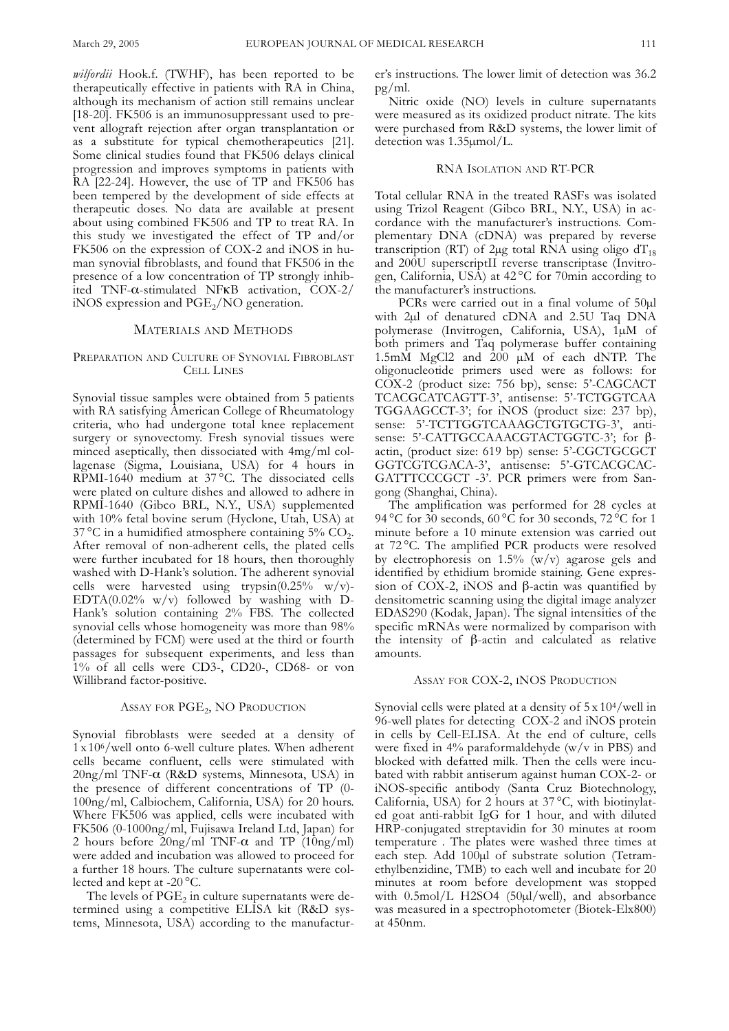*wilfordii* Hook.f. (TWHF), has been reported to be therapeutically effective in patients with RA in China, although its mechanism of action still remains unclear [18-20]. FK506 is an immunosuppressant used to prevent allograft rejection after organ transplantation or as a substitute for typical chemotherapeutics [21]. Some clinical studies found that FK506 delays clinical progression and improves symptoms in patients with RA [22-24]. However, the use of TP and FK506 has been tempered by the development of side effects at therapeutic doses. No data are available at present about using combined FK506 and TP to treat RA. In this study we investigated the effect of TP and/or FK506 on the expression of COX-2 and iNOS in human synovial fibroblasts, and found that FK506 in the presence of a low concentration of TP strongly inhibited TNF-α-stimulated NFκB activation, COX-2/iNOS expression and $PGE_2$/NO generation.

## Materials and Methods

### Preparation and Culture of Synovial Fibroblast Cell Lines

Synovial tissue samples were obtained from 5 patients with RA satisfying American College of Rheumatology criteria, who had undergone total knee replacement surgery or synovectomy. Fresh synovial tissues were minced aseptically, then dissociated with 4mg/ml collagenase (Sigma, Louisiana, USA) for 4 hours in RPMI-1640 medium at 37 °C. The dissociated cells were plated on culture dishes and allowed to adhere in RPMI-1640 (Gibco BRL, N.Y., USA) supplemented with 10% fetal bovine serum (Hyclone, Utah, USA) at 37 °C in a humidified atmosphere containing 5% $CO_2$. After removal of non-adherent cells, the plated cells were further incubated for 18 hours, then thoroughly washed with D-Hank's solution. The adherent synovial cells were harvested using trypsin(0.25% w/v)-EDTA(0.02% w/v) followed by washing with D-Hank's solution containing 2% FBS. The collected synovial cells whose homogeneity was more than 98% (determined by FCM) were used at the third or fourth passages for subsequent experiments, and less than 1% of all cells were CD3-, CD20-, CD68- or von Willibrand factor-positive.

### Assay for $PGE_2$, NO Production

Synovial fibroblasts were seeded at a density of $1 \times 10^6$/well onto 6-well culture plates. When adherent cells became confluent, cells were stimulated with 20ng/ml TNF-α (R&D systems, Minnesota, USA) in the presence of different concentrations of TP (0-100ng/ml, Calbiochem, California, USA) for 20 hours. Where FK506 was applied, cells were incubated with FK506 (0-1000ng/ml, Fujisawa Ireland Ltd, Japan) for 2 hours before 20ng/ml TNF-α and TP (10ng/ml) were added and incubation was allowed to proceed for a further 18 hours. The culture supernatants were collected and kept at -20 °C.

The levels of $PGE_2$ in culture supernatants were determined using a competitive ELISA kit (R&D systems, Minnesota, USA) according to the manufacturer's instructions. The lower limit of detection was 36.2 pg/ml.

Nitric oxide (NO) levels in culture supernatants were measured as its oxidized product nitrate. The kits were purchased from R&D systems, the lower limit of detection was 1.35μmol/L.

### RNA Isolation and RT-PCR

Total cellular RNA in the treated RASFs was isolated using Trizol Reagent (Gibco BRL, N.Y., USA) in accordance with the manufacturer's instructions. Complementary DNA (cDNA) was prepared by reverse transcription (RT) of 2μg total RNA using oligo $dT_{18}$ and 200U superscriptII reverse transcriptase (Invitrogen, California, USA) at 42 °C for 70min according to the manufacturer's instructions.

PCRs were carried out in a final volume of 50μl with 2μl of denatured cDNA and 2.5U Taq DNA polymerase (Invitrogen, California, USA), 1μM of both primers and Taq polymerase buffer containing 1.5mM MgCl2 and 200 μM of each dNTP. The oligonucleotide primers used were as follows: for COX-2 (product size: 756 bp), sense: 5'-CAGCACT TCACGCATCAGTT-3', antisense: 5'-TCTGGTCAA TGGAAGCCT-3'; for iNOS (product size: 237 bp), sense: 5'-TCTTGGTCAAAGCTGTGCTG-3', antisense: 5'-CATTGCCAAACGTACTGGTC-3'; for β-actin, (product size: 619 bp) sense: 5'-CGCTGCGCT GGTCGTCGACA-3', antisense: 5'-GTCACGCAC-GATTTCCCGCT -3'. PCR primers were from Sangong (Shanghai, China).

The amplification was performed for 28 cycles at 94 °C for 30 seconds, 60 °C for 30 seconds, 72 °C for 1 minute before a 10 minute extension was carried out at 72 °C. The amplified PCR products were resolved by electrophoresis on 1.5% (w/v) agarose gels and identified by ethidium bromide staining. Gene expression of COX-2, iNOS and β-actin was quantified by densitometric scanning using the digital image analyzer EDAS290 (Kodak, Japan). The signal intensities of the specific mRNAs were normalized by comparison with the intensity of β-actin and calculated as relative amounts.

### Assay for COX-2, iNOS Production

Synovial cells were plated at a density of $5 \times 10^4$/well in 96-well plates for detecting COX-2 and iNOS protein in cells by Cell-ELISA. At the end of culture, cells were fixed in 4% paraformaldehyde (w/v in PBS) and blocked with defatted milk. Then the cells were incubated with rabbit antiserum against human COX-2- or iNOS-specific antibody (Santa Cruz Biotechnology, California, USA) for 2 hours at 37 °C, with biotinylated goat anti-rabbit IgG for 1 hour, and with diluted HRP-conjugated streptavidin for 30 minutes at room temperature . The plates were washed three times at each step. Add 100μl of substrate solution (Tetramethylbenzidine, TMB) to each well and incubate for 20 minutes at room before development was stopped with 0.5mol/L H2SO4 (50μl/well), and absorbance was measured in a spectrophotometer (Biotek-Elx800) at 450nm.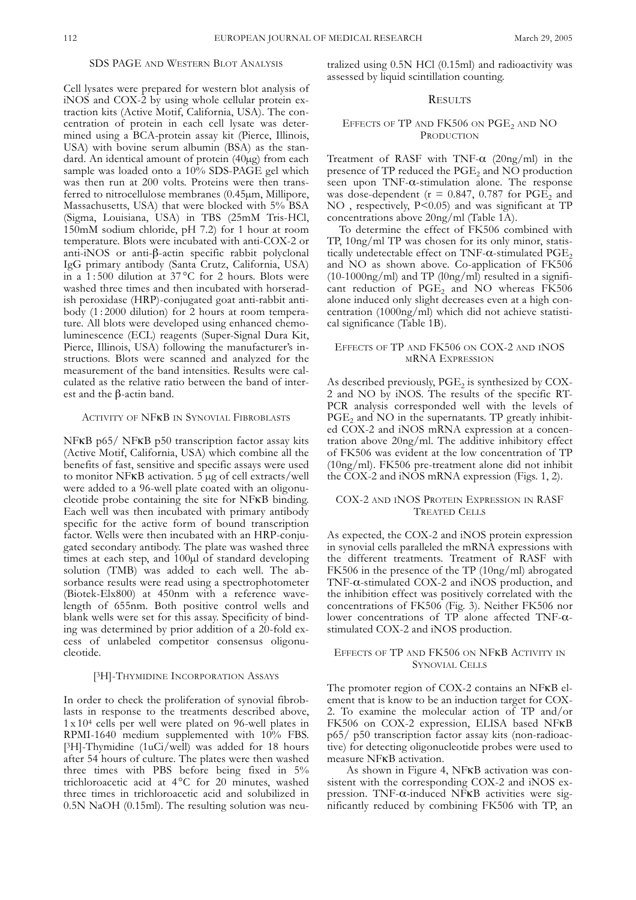### SDS PAGE and Western Blot Analysis

Cell lysates were prepared for western blot analysis of iNOS and COX-2 by using whole cellular protein extraction kits (Active Motif, California, USA). The concentration of protein in each cell lysate was determined using a BCA-protein assay kit (Pierce, Illinois, USA) with bovine serum albumin (BSA) as the standard. An identical amount of protein (40μg) from each sample was loaded onto a 10% SDS-PAGE gel which was then run at 200 volts. Proteins were then transferred to nitrocellulose membranes (0.45μm, Millipore, Massachusetts, USA) that were blocked with 5% BSA (Sigma, Louisiana, USA) in TBS (25mM Tris-HCl, 150mM sodium chloride, pH 7.2) for 1 hour at room temperature. Blots were incubated with anti-COX-2 or anti-iNOS or anti-β-actin specific rabbit polyclonal IgG primary antibody (Santa Crutz, California, USA) in a 1:500 dilution at 37 °C for 2 hours. Blots were washed three times and then incubated with horseradish peroxidase (HRP)-conjugated goat anti-rabbit antibody (1:2000 dilution) for 2 hours at room temperature. All blots were developed using enhanced chemoluminescence (ECL) reagents (Super-Signal Dura Kit, Pierce, Illinois, USA) following the manufacturer's instructions. Blots were scanned and analyzed for the measurement of the band intensities. Results were calculated as the relative ratio between the band of interest and the β-actin band.

### Activity of NFκB in Synovial Fibroblasts

NFκB p65/ NFκB p50 transcription factor assay kits (Active Motif, California, USA) which combine all the benefits of fast, sensitive and specific assays were used to monitor NFκB activation. 5 μg of cell extracts/well were added to a 96-well plate coated with an oligonucleotide probe containing the site for NFκB binding. Each well was then incubated with primary antibody specific for the active form of bound transcription factor. Wells were then incubated with an HRP-conjugated secondary antibody. The plate was washed three times at each step, and 100μl of standard developing solution (TMB) was added to each well. The absorbance results were read using a spectrophotometer (Biotek-Elx800) at 450nm with a reference wavelength of 655nm. Both positive control wells and blank wells were set for this assay. Specificity of binding was determined by prior addition of a 20-fold excess of unlabeled competitor consensus oligonucleotide.

### [$^3$H]-Thymidine Incorporation Assays

In order to check the proliferation of synovial fibroblasts in response to the treatments described above, $1 \times 10^4$ cells per well were plated on 96-well plates in RPMI-1640 medium supplemented with 10% FBS. [$^3$H]-Thymidine (1uCi/well) was added for 18 hours after 54 hours of culture. The plates were then washed three times with PBS before being fixed in 5% trichloroacetic acid at 4 °C for 20 minutes, washed three times in trichloroacetic acid and solubilized in 0.5N NaOH (0.15ml). The resulting solution was neutralized using 0.5N HCl (0.15ml) and radioactivity was assessed by liquid scintillation counting.

## Results

### Effects of TP and FK506 on $PGE_2$ and NO Production

Treatment of RASF with TNF-α (20ng/ml) in the presence of TP reduced the $PGE_2$ and NO production seen upon TNF-α-stimulation alone. The response was dose-dependent ($r = 0.847$, 0.787 for $PGE_2$ and NO , respectively, $P<0.05$) and was significant at TP concentrations above 20ng/ml (Table 1A).

To determine the effect of FK506 combined with TP, 10ng/ml TP was chosen for its only minor, statistically undetectable effect on TNF-α-stimulated $PGE_2$ and NO as shown above. Co-application of FK506 (10-1000ng/ml) and TP (l0ng/ml) resulted in a significant reduction of $PGE_2$ and NO whereas FK506 alone induced only slight decreases even at a high concentration (1000ng/ml) which did not achieve statistical significance (Table 1B).

### Effects of TP and FK506 on COX-2 and iNOS mRNA Expression

As described previously, $PGE_2$ is synthesized by COX-2 and NO by iNOS. The results of the specific RT-PCR analysis corresponded well with the levels of $PGE_2$ and NO in the supernatants. TP greatly inhibited COX-2 and iNOS mRNA expression at a concentration above 20ng/ml. The additive inhibitory effect of FK506 was evident at the low concentration of TP (10ng/ml). FK506 pre-treatment alone did not inhibit the COX-2 and iNOS mRNA expression (Figs. 1, 2).

### COX-2 and iNOS Protein Expression in RASF Treated Cells

As expected, the COX-2 and iNOS protein expression in synovial cells paralleled the mRNA expressions with the different treatments. Treatment of RASF with FK506 in the presence of the TP (10ng/ml) abrogated TNF-α-stimulated COX-2 and iNOS production, and the inhibition effect was positively correlated with the concentrations of FK506 (Fig. 3). Neither FK506 nor lower concentrations of TP alone affected TNF-α-stimulated COX-2 and iNOS production.

### Effects of TP and FK506 on NFκB Activity in Synovial Cells

The promoter region of COX-2 contains an NFκB element that is know to be an induction target for COX-2. To examine the molecular action of TP and/or FK506 on COX-2 expression, ELISA based NFκB p65/ p50 transcription factor assay kits (non-radioactive) for detecting oligonucleotide probes were used to measure NFκB activation.

As shown in Figure 4, NFκB activation was consistent with the corresponding COX-2 and iNOS expression. TNF-α-induced NFκB activities were significantly reduced by combining FK506 with TP, an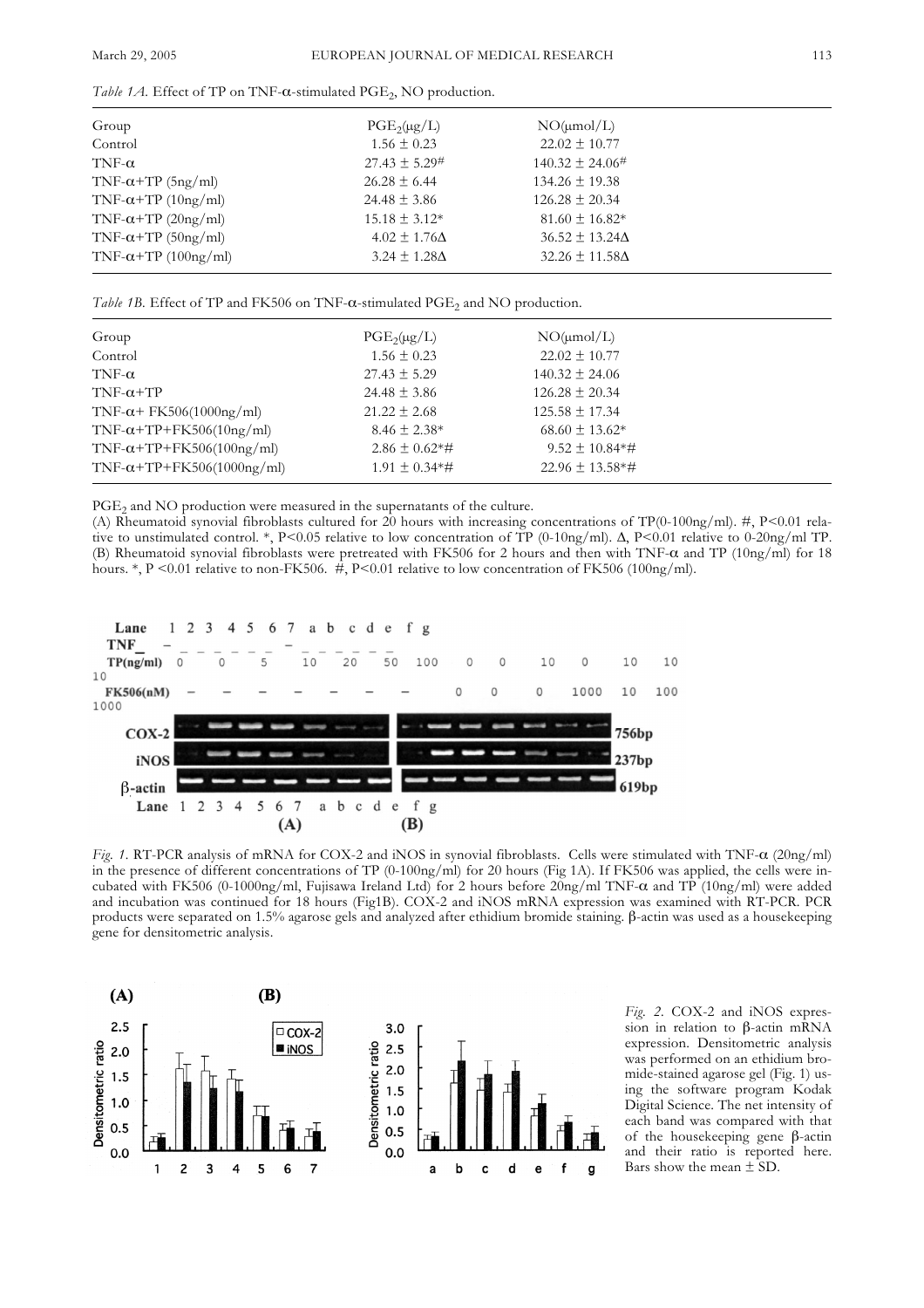*Table 1A.* Effect of TP on TNF-α-stimulated $PGE_2$, NO production.

| Group | $PGE_2$(μg/L) | NO(μmol/L) |
|---|---|---|
| Control | 1.56 ± 0.23 | 22.02 ± 10.77 |
| TNF-α | 27.43 ± 5.29# | 140.32 ± 24.06# |
| TNF-α+TP (5ng/ml) | 26.28 ± 6.44 | 134.26 ± 19.38 |
| TNF-α+TP (10ng/ml) | 24.48 ± 3.86 | 126.28 ± 20.34 |
| TNF-α+TP (20ng/ml) | 15.18 ± 3.12* | 81.60 ± 16.82* |
| TNF-α+TP (50ng/ml) | 4.02 ± 1.76Δ | 36.52 ± 13.24Δ |
| TNF-α+TP (100ng/ml) | 3.24 ± 1.28Δ | 32.26 ± 11.58Δ |

*Table 1B.* Effect of TP and FK506 on TNF-α-stimulated $PGE_2$ and NO production.

| Group | $PGE_2$(μg/L) | NO(μmol/L) |
|---|---|---|
| Control | 1.56 ± 0.23 | 22.02 ± 10.77 |
| TNF-α | 27.43 ± 5.29 | 140.32 ± 24.06 |
| TNF-α+TP | 24.48 ± 3.86 | 126.28 ± 20.34 |
| TNF-α+ FK506(1000ng/ml) | 21.22 ± 2.68 | 125.58 ± 17.34 |
| TNF-α+TP+FK506(10ng/ml) | 8.46 ± 2.38* | 68.60 ± 13.62* |
| TNF-α+TP+FK506(100ng/ml) | 2.86 ± 0.62*# | 9.52 ± 10.84*# |
| TNF-α+TP+FK506(1000ng/ml) | 1.91 ± 0.34*# | 22.96 ± 13.58*# |

$PGE_2$ and NO production were measured in the supernatants of the culture.

(A) Rheumatoid synovial fibroblasts cultured for 20 hours with increasing concentrations of TP(0-100ng/ml). #, P<0.01 relative to unstimulated control. *, P<0.05 relative to low concentration of TP (0-10ng/ml). Δ, P<0.01 relative to 0-20ng/ml TP.
(B) Rheumatoid synovial fibroblasts were pretreated with FK506 for 2 hours and then with TNF-α and TP (10ng/ml) for 18 hours. *, P <0.01 relative to non-FK506. #, P<0.01 relative to low concentration of FK506 (100ng/ml).

*Fig. 1.* RT-PCR analysis of mRNA for COX-2 and iNOS in synovial fibroblasts. Cells were stimulated with TNF-α (20ng/ml) in the presence of different concentrations of TP (0-100ng/ml) for 20 hours (Fig 1A). If FK506 was applied, the cells were incubated with FK506 (0-1000ng/ml, Fujisawa Ireland Ltd) for 2 hours before 20ng/ml TNF-α and TP (10ng/ml) were added and incubation was continued for 18 hours (Fig1B). COX-2 and iNOS mRNA expression was examined with RT-PCR. PCR products were separated on 1.5% agarose gels and analyzed after ethidium bromide staining. β-actin was used as a housekeeping gene for densitometric analysis.

*Fig. 2.* COX-2 and iNOS expression in relation to β-actin mRNA expression. Densitometric analysis was performed on an ethidium bromide-stained agarose gel (Fig. 1) using the software program Kodak Digital Science. The net intensity of each band was compared with that of the housekeeping gene β-actin and their ratio is reported here. Bars show the mean ± SD.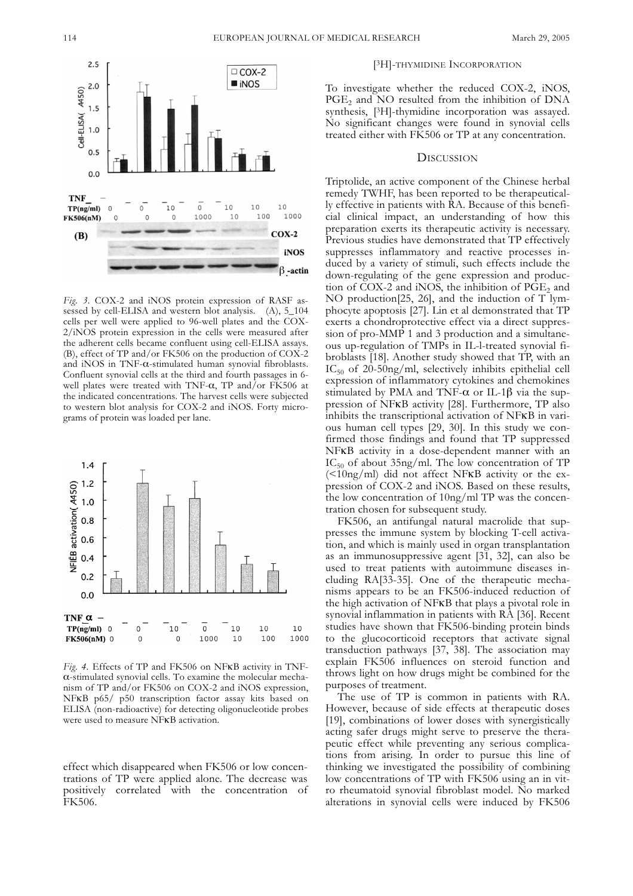*Fig. 3.* COX-2 and iNOS protein expression of RASF assessed by cell-ELISA and western blot analysis. (A), 5_104 cells per well were applied to 96-well plates and the COX-2/iNOS protein expression in the cells were measured after the adherent cells became confluent using cell-ELISA assays. (B), effect of TP and/or FK506 on the production of COX-2 and iNOS in TNF-α-stimulated human synovial fibroblasts. Confluent synovial cells at the third and fourth passages in 6-well plates were treated with TNF-α, TP and/or FK506 at the indicated concentrations. The harvest cells were subjected to western blot analysis for COX-2 and iNOS. Forty micrograms of protein was loaded per lane.

*Fig. 4.* Effects of TP and FK506 on NFκB activity in TNF-α-stimulated synovial cells. To examine the molecular mechanism of TP and/or FK506 on COX-2 and iNOS expression, NFκB p65/ p50 transcription factor assay kits based on ELISA (non-radioactive) for detecting oligonucleotide probes were used to measure NFκB activation.

effect which disappeared when FK506 or low concentrations of TP were applied alone. The decrease was positively correlated with the concentration of FK506.

### [3H]-THYMIDINE INCORPORATION

To investigate whether the reduced COX-2, iNOS, $PGE_2$ and NO resulted from the inhibition of DNA synthesis, [$^3$H]-thymidine incorporation was assayed. No significant changes were found in synovial cells treated either with FK506 or TP at any concentration.

## DISCUSSION

Triptolide, an active component of the Chinese herbal remedy TWHF, has been reported to be therapeutically effective in patients with RA. Because of this beneficial clinical impact, an understanding of how this preparation exerts its therapeutic activity is necessary. Previous studies have demonstrated that TP effectively suppresses inflammatory and reactive processes induced by a variety of stimuli, such effects include the down-regulating of the gene expression and production of COX-2 and iNOS, the inhibition of $PGE_2$ and NO production[25, 26], and the induction of T lymphocyte apoptosis [27]. Lin et al demonstrated that TP exerts a chondroprotective effect via a direct suppression of pro-MMP 1 and 3 production and a simultaneous up-regulation of TMPs in IL-l-treated synovial fibroblasts [18]. Another study showed that TP, with an $IC_{50}$ of 20-50ng/ml, selectively inhibits epithelial cell expression of inflammatory cytokines and chemokines stimulated by PMA and TNF-α or IL-1β via the suppression of NFκB activity [28]. Furthermore, TP also inhibits the transcriptional activation of NFκB in various human cell types [29, 30]. In this study we confirmed those findings and found that TP suppressed NFκB activity in a dose-dependent manner with an $IC_{50}$ of about 35ng/ml. The low concentration of TP (<10ng/ml) did not affect NFκB activity or the expression of COX-2 and iNOS. Based on these results, the low concentration of 10ng/ml TP was the concentration chosen for subsequent study.

FK506, an antifungal natural macrolide that suppresses the immune system by blocking T-cell activation, and which is mainly used in organ transplantation as an immunosuppressive agent [31, 32], can also be used to treat patients with autoimmune diseases including RA[33-35]. One of the therapeutic mechanisms appears to be an FK506-induced reduction of the high activation of NFκB that plays a pivotal role in synovial inflammation in patients with RA [36]. Recent studies have shown that FK506-binding protein binds to the glucocorticoid receptors that activate signal transduction pathways [37, 38]. The association may explain FK506 influences on steroid function and throws light on how drugs might be combined for the purposes of treatment.

The use of TP is common in patients with RA. However, because of side effects at therapeutic doses [19], combinations of lower doses with synergistically acting safer drugs might serve to preserve the therapeutic effect while preventing any serious complications from arising. In order to pursue this line of thinking we investigated the possibility of combining low concentrations of TP with FK506 using an in vitro rheumatoid synovial fibroblast model. No marked alterations in synovial cells were induced by FK506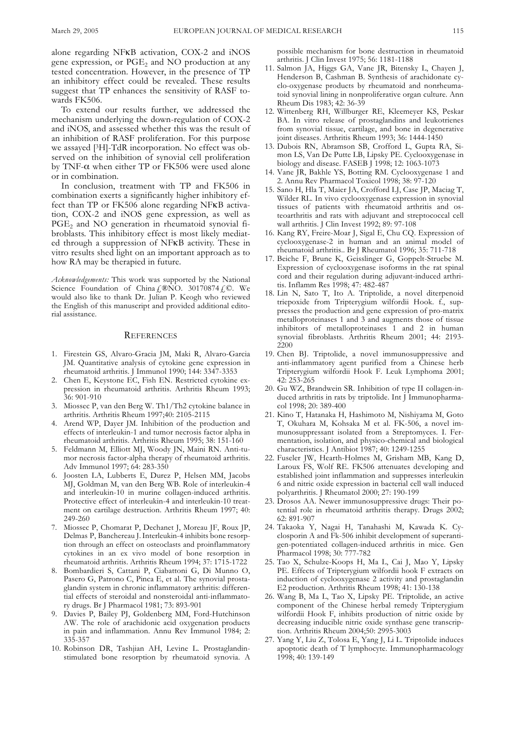alone regarding NFκB activation, COX-2 and iNOS gene expression, or $PGE_2$ and NO production at any tested concentration. However, in the presence of TP an inhibitory effect could be revealed. These results suggest that TP enhances the sensitivity of RASF towards FK506.

To extend our results further, we addressed the mechanism underlying the down-regulation of COX-2 and iNOS, and assessed whether this was the result of an inhibition of RASF proliferation. For this purpose we assayed [$^3$H]-TdR incorporation. No effect was observed on the inhibition of synovial cell proliferation by TNF-α when either TP or FK506 were used alone or in combination.

In conclusion, treatment with TP and FK506 in combination exerts a significantly higher inhibitory effect than TP or FK506 alone regarding NFκB activation, COX-2 and iNOS gene expression, as well as $PGE_2$ and NO generation in rheumatoid synovial fibroblasts. This inhibitory effect is most likely mediated through a suppression of NFκB activity. These in vitro results shed light on an important approach as to how RA may be therapied in future.

*Acknowledgements:* This work was supported by the National Science Foundation of China£®NO. 30170874£©. We would also like to thank Dr. Julian P. Keogh who reviewed the English of this manuscript and provided additional editorial assistance.

## REFERENCES

1. Firestein GS, Alvaro-Gracia JM, Maki R, Alvaro-Garcia JM. Quantitative analysis of cytokine gene expression in rheumatoid arthritis. J Immunol 1990; 144: 3347-3353
2. Chen E, Keystone EC, Fish EN. Restricted cytokine expression in rheumatoid arthritis. Arthritis Rheum 1993; 36: 901-910
3. Miossec P, van den Berg W. Th1/Th2 cytokine balance in arthritis. Arthritis Rheum 1997;40: 2105-2115
4. Arend WP, Dayer JM. Inhibition of the production and effects of interleukin-1 and tumor necrosis factor alpha in rheumatoid arthritis. Arthritis Rheum 1995; 38: 151-160
5. Feldmann M, Elliott MJ, Woody JN, Maini RN. Anti-tumor necrosis factor-alpha therapy of rheumatoid arthritis. Adv Immunol 1997; 64: 283-350
6. Joosten LA, Lubberts E, Durez P, Helsen MM, Jacobs MJ, Goldman M, van den Berg WB. Role of interleukin-4 and interleukin-10 in murine collagen-induced arthritis. Protective effect of interleukin-4 and interleukin-10 treatment on cartilage destruction. Arthritis Rheum 1997; 40: 249-260
7. Miossec P, Chomarat P, Dechanet J, Moreau JF, Roux JP, Delmas P, Banchereau J. Interleukin-4 inhibits bone resorption through an effect on osteoclasts and proinflammatory cytokines in an ex vivo model of bone resorption in rheumatoid arthritis. Arthritis Rheum 1994; 37: 1715-1722
8. Bombardieri S, Cattani P, Ciabattoni G, Di Munno O, Pasero G, Patrono C, Pinca E, et al. The synovial prostaglandin system in chronic inflammatory arthritis: differential effects of steroidal and nonsteroidal anti-inflammatory drugs. Br J Pharmacol 1981; 73: 893-901
9. Davies P, Bailey PJ, Goldenberg MM, Ford-Hutchinson AW. The role of arachidonic acid oxygenation products in pain and inflammation. Annu Rev Immunol 1984; 2: 335-357
10. Robinson DR, Tashjian AH, Levine L. Prostaglandin-stimulated bone resorption by rheumatoid synovia. A possible mechanism for bone destruction in rheumatoid arthritis. J Clin Invest 1975; 56: 1181-1188
11. Salmon JA, Higgs GA, Vane JR, Bitensky L, Chayen J, Henderson B, Cashman B. Synthesis of arachidonate cyclo-oxygenase products by rheumatoid and nonrheumatoid synovial lining in nonproliferative organ culture. Ann Rheum Dis 1983; 42: 36-39
12. Wittenberg RH, Willburger RE, Kleemeyer KS, Peskar BA. In vitro release of prostaglandins and leukotrienes from synovial tissue, cartilage, and bone in degenerative joint diseases. Arthritis Rheum 1993; 36: 1444-1450
13. Dubois RN, Abramson SB, Crofford L, Gupta RA, Simon LS, Van De Putte LB, Lipsky PE. Cyclooxygenase in biology and disease. FASEB J 1998; 12: 1063-1073
14. Vane JR, Bakhle YS, Botting RM. Cyclooxygenase 1 and 2. Annu Rev Pharmacol Toxicol 1998; 38: 97-120
15. Sano H, Hla T, Maier JA, Crofford LJ, Case JP, Maciag T, Wilder RL. In vivo cyclooxygenase expression in synovial tissues of patients with rheumatoid arthritis and osteoarthritis and rats with adjuvant and streptococcal cell wall arthritis. J Clin Invest 1992; 89: 97-108
16. Kang RY, Freire-Moar J, Sigal E, Chu CQ. Expression of cyclooxygenase-2 in human and an animal model of rheumatoid arthritis.. Br J Rheumatol 1996; 35: 711-718
17. Beiche F, Brune K, Geisslinger G, Goppelt-Struebe M. Expression of cyclooxygenase isoforms in the rat spinal cord and their regulation during adjuvant-induced arthritis. Inflamm Res 1998; 47: 482-487
18. Lin N, Sato T, Ito A. Triptolide, a novel diterpenoid triepoxide from Tripterygium wilfordii Hook. f., suppresses the production and gene expression of pro-matrix metalloproteinases 1 and 3 and augments those of tissue inhibitors of metalloproteinases 1 and 2 in human synovial fibroblasts. Arthritis Rheum 2001; 44: 2193-2200
19. Chen BJ. Triptolide, a novel immunosuppressive and anti-inflammatory agent purified from a Chinese herb Tripterygium wilfordii Hook F. Leuk Lymphoma 2001; 42: 253-265
20. Gu WZ, Brandwein SR. Inhibition of type II collagen-induced arthritis in rats by triptolide. Int J Immunopharmacol 1998; 20: 389-400
21. Kino T, Hatanaka H, Hashimoto M, Nishiyama M, Goto T, Okuhara M, Kohsaka M et al. FK-506, a novel immunosuppressant isolated from a Streptomyces. I. Fermentation, isolation, and physico-chemical and biological characteristics. J Antibiot 1987; 40: 1249-1255
22. Fuseler JW, Hearth-Holmes M, Grisham MB, Kang D, Laroux FS, Wolf RE. FK506 attenuates developing and established joint inflammation and suppresses interleukin 6 and nitric oxide expression in bacterial cell wall induced polyarthritis. J Rheumatol 2000; 27: 190-199
23. Drosos AA. Newer immunosuppressive drugs: Their potential role in rheumatoid arthritis therapy. Drugs 2002; 62: 891-907
24. Takaoka Y, Nagai H, Tanahashi M, Kawada K. Cyclosporin A and Fk-506 inhibit development of superantigen-potentiated collagen-induced arthritis in mice. Gen Pharmacol 1998; 30: 777-782
25. Tao X, Schulze-Koops H, Ma L, Cai J, Mao Y, Lipsky PE. Effects of Tripterygium wilfordii hook F extracts on induction of cyclooxygenase 2 activity and prostaglandin E2 production. Arthritis Rheum 1998; 41: 130-138
26. Wang B, Ma L, Tao X, Lipsky PE. Triptolide, an active component of the Chinese herbal remedy Tripterygium wilfordii Hook F, inhibits production of nitric oxide by decreasing inducible nitric oxide synthase gene transcription. Arthritis Rheum 2004;50: 2995-3003
27. Yang Y, Liu Z, Tolosa E, Yang J, Li L. Triptolide induces apoptotic death of T lymphocyte. Immunopharmacology 1998; 40: 139-149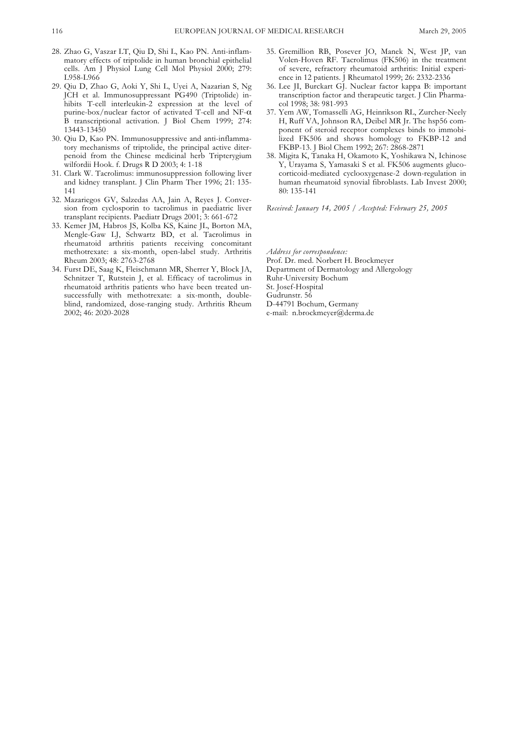28. Zhao G, Vaszar LT, Qiu D, Shi L, Kao PN. Anti-inflammatory effects of triptolide in human bronchial epithelial cells. Am J Physiol Lung Cell Mol Physiol 2000; 279: L958-L966
29. Qiu D, Zhao G, Aoki Y, Shi L, Uyei A, Nazarian S, Ng JCH et al. Immunosuppressant PG490 (Triptolide) inhibits T-cell interleukin-2 expression at the level of purine-box/nuclear factor of activated T-cell and NF-$\alpha$ B transcriptional activation. J Biol Chem 1999; 274: 13443-13450
30. Qiu D, Kao PN. Immunosuppressive and anti-inflammatory mechanisms of triptolide, the principal active diterpenoid from the Chinese medicinal herb Tripterygium wilfordii Hook. f. Drugs R D 2003; 4: 1-18
31. Clark W. Tacrolimus: immunosuppression following liver and kidney transplant. J Clin Pharm Ther 1996; 21: 135-141
32. Mazariegos GV, Salzedas AA, Jain A, Reyes J. Conversion from cyclosporin to tacrolimus in paediatric liver transplant recipients. Paediatr Drugs 2001; 3: 661-672
33. Kemer JM, Habros JS, Kolba KS, Kaine JL, Borton MA, Mengle-Gaw LJ, Schwartz BD, et al. Tacrolimus in rheumatoid arthritis patients receiving concomitant methotrexate: a six-month, open-label study. Arthritis Rheum 2003; 48: 2763-2768
34. Furst DE, Saag K, Fleischmann MR, Sherrer Y, Block JA, Schnitzer T, Rutstein J, et al. Efficacy of tacrolimus in rheumatoid arthritis patients who have been treated unsuccessfully with methotrexate: a six-month, double-blind, randomized, dose-ranging study. Arthritis Rheum 2002; 46: 2020-2028
35. Gremillion RB, Posever JO, Manek N, West JP, van Volen-Hoven RF. Tacrolimus (FK506) in the treatment of severe, refractory rheumatoid arthritis: Initial experience in 12 patients. J Rheumatol 1999; 26: 2332-2336
36. Lee JI, Burckart GJ. Nuclear factor kappa B: important transcription factor and therapeutic target. J Clin Pharmacol 1998; 38: 981-993
37. Yem AW, Tomasselli AG, Heinrikson RL, Zurcher-Neely H, Ruff VA, Johnson RA, Deibel MR Jr. The hsp56 component of steroid receptor complexes binds to immobilized FK506 and shows homology to FKBP-12 and FKBP-13. J Biol Chem 1992; 267: 2868-2871
38. Migita K, Tanaka H, Okamoto K, Yoshikawa N, Ichinose Y, Urayama S, Yamasaki S et al. FK506 augments glucocorticoid-mediated cyclooxygenase-2 down-regulation in human rheumatoid synovial fibroblasts. Lab Invest 2000; 80: 135-141

*Received: January 14, 2005 / Accepted: February 25, 2005*

*Address for correspondence:*
Prof. Dr. med. Norbert H. Brockmeyer
Department of Dermatology and Allergology
Ruhr-University Bochum
St. Josef-Hospital
Gudrunstr. 56
D-44791 Bochum, Germany
e-mail: n.brockmeyer@derma.de